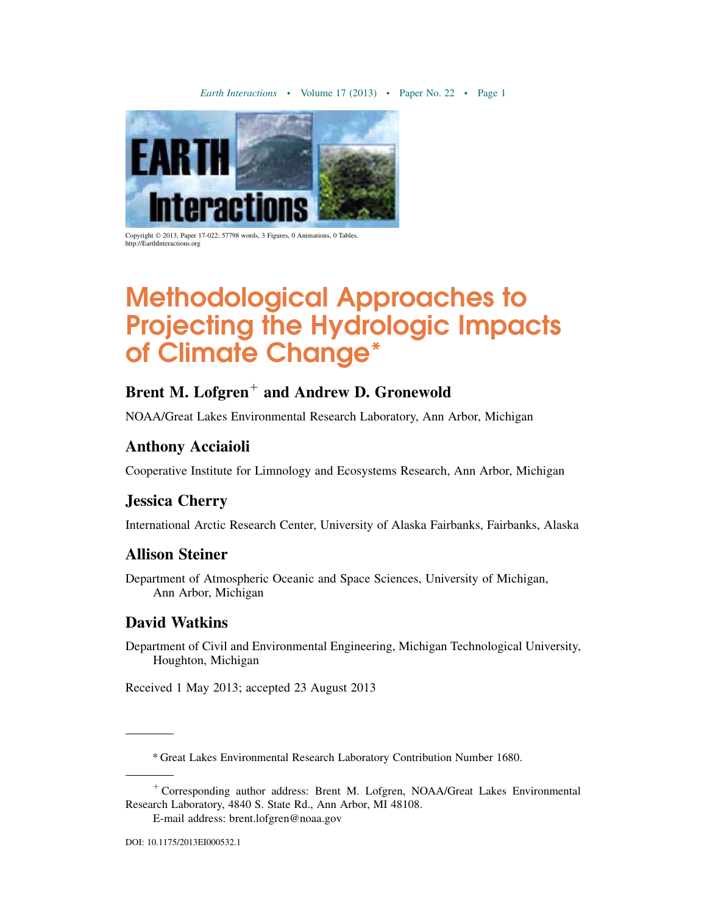Copyright © 2013, Paper 17-022; 57798 words, 3 Figures, 0 Animations, 0 Tables.
http://EarthInteractions.org

# Methodological Approaches to Projecting the Hydrologic Impacts of Climate Change*

## Brent M. Lofgren[+] and Andrew D. Gronewold

NOAA/Great Lakes Environmental Research Laboratory, Ann Arbor, Michigan

## Anthony Acciaioli

Cooperative Institute for Limnology and Ecosystems Research, Ann Arbor, Michigan

## Jessica Cherry

International Arctic Research Center, University of Alaska Fairbanks, Fairbanks, Alaska

## Allison Steiner

Department of Atmospheric Oceanic and Space Sciences, University of Michigan, Ann Arbor, Michigan

## David Watkins

Department of Civil and Environmental Engineering, Michigan Technological University, Houghton, Michigan

Received 1 May 2013; accepted 23 August 2013

---

* Great Lakes Environmental Research Laboratory Contribution Number 1680.

---

[+] Corresponding author address: Brent M. Lofgren, NOAA/Great Lakes Environmental Research Laboratory, 4840 S. State Rd., Ann Arbor, MI 48108.

E-mail address: brent.lofgren@noaa.gov

DOI: 10.1175/2013EI000532.1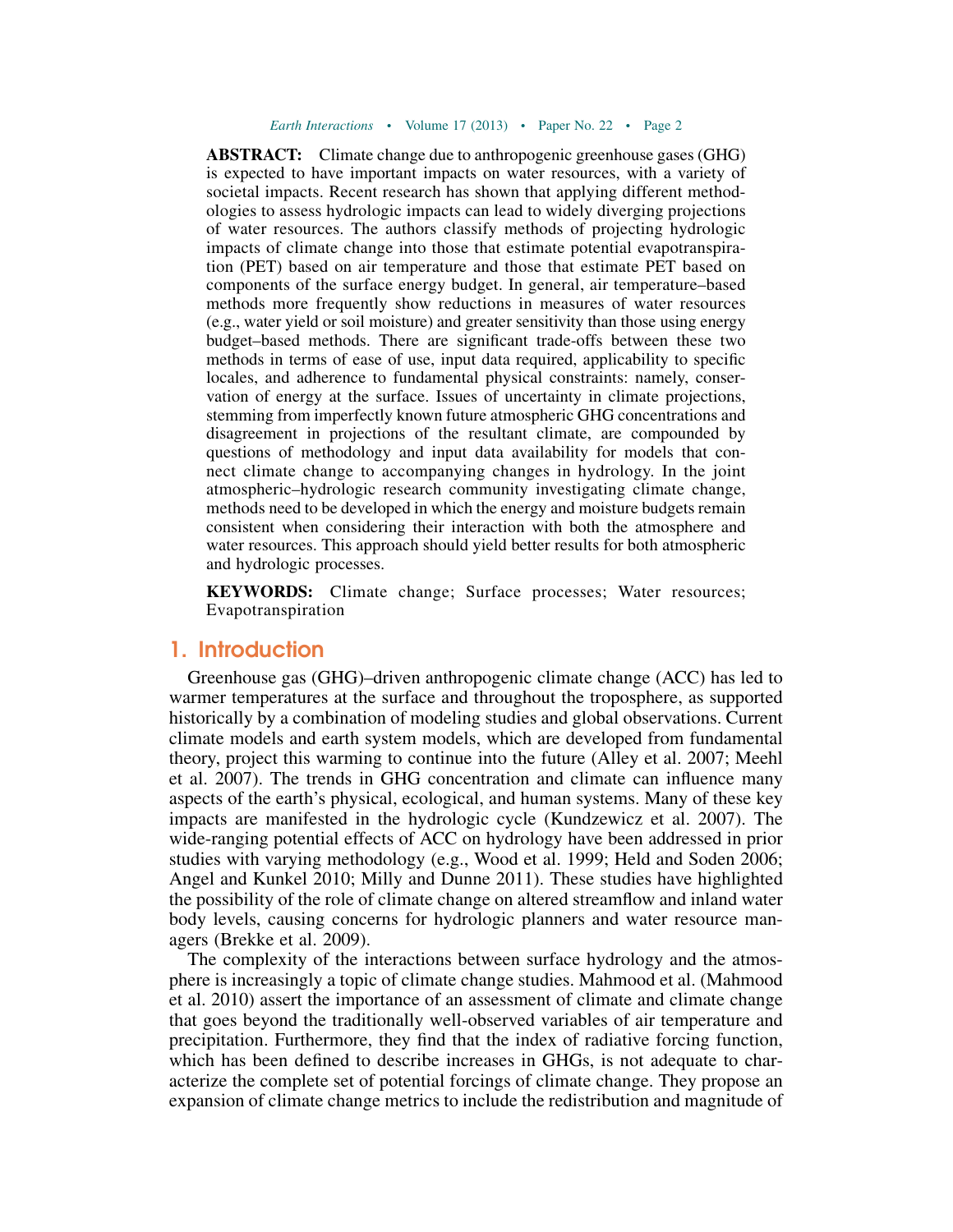**ABSTRACT:** Climate change due to anthropogenic greenhouse gases (GHG) is expected to have important impacts on water resources, with a variety of societal impacts. Recent research has shown that applying different methodologies to assess hydrologic impacts can lead to widely diverging projections of water resources. The authors classify methods of projecting hydrologic impacts of climate change into those that estimate potential evapotranspiration (PET) based on air temperature and those that estimate PET based on components of the surface energy budget. In general, air temperature–based methods more frequently show reductions in measures of water resources (e.g., water yield or soil moisture) and greater sensitivity than those using energy budget–based methods. There are significant trade-offs between these two methods in terms of ease of use, input data required, applicability to specific locales, and adherence to fundamental physical constraints: namely, conservation of energy at the surface. Issues of uncertainty in climate projections, stemming from imperfectly known future atmospheric GHG concentrations and disagreement in projections of the resultant climate, are compounded by questions of methodology and input data availability for models that connect climate change to accompanying changes in hydrology. In the joint atmospheric–hydrologic research community investigating climate change, methods need to be developed in which the energy and moisture budgets remain consistent when considering their interaction with both the atmosphere and water resources. This approach should yield better results for both atmospheric and hydrologic processes.

**KEYWORDS:** Climate change; Surface processes; Water resources; Evapotranspiration

## 1. Introduction

Greenhouse gas (GHG)–driven anthropogenic climate change (ACC) has led to warmer temperatures at the surface and throughout the troposphere, as supported historically by a combination of modeling studies and global observations. Current climate models and earth system models, which are developed from fundamental theory, project this warming to continue into the future (Alley et al. 2007; Meehl et al. 2007). The trends in GHG concentration and climate can influence many aspects of the earth's physical, ecological, and human systems. Many of these key impacts are manifested in the hydrologic cycle (Kundzewicz et al. 2007). The wide-ranging potential effects of ACC on hydrology have been addressed in prior studies with varying methodology (e.g., Wood et al. 1999; Held and Soden 2006; Angel and Kunkel 2010; Milly and Dunne 2011). These studies have highlighted the possibility of the role of climate change on altered streamflow and inland water body levels, causing concerns for hydrologic planners and water resource managers (Brekke et al. 2009).

The complexity of the interactions between surface hydrology and the atmosphere is increasingly a topic of climate change studies. Mahmood et al. (Mahmood et al. 2010) assert the importance of an assessment of climate and climate change that goes beyond the traditionally well-observed variables of air temperature and precipitation. Furthermore, they find that the index of radiative forcing function, which has been defined to describe increases in GHGs, is not adequate to characterize the complete set of potential forcings of climate change. They propose an expansion of climate change metrics to include the redistribution and magnitude of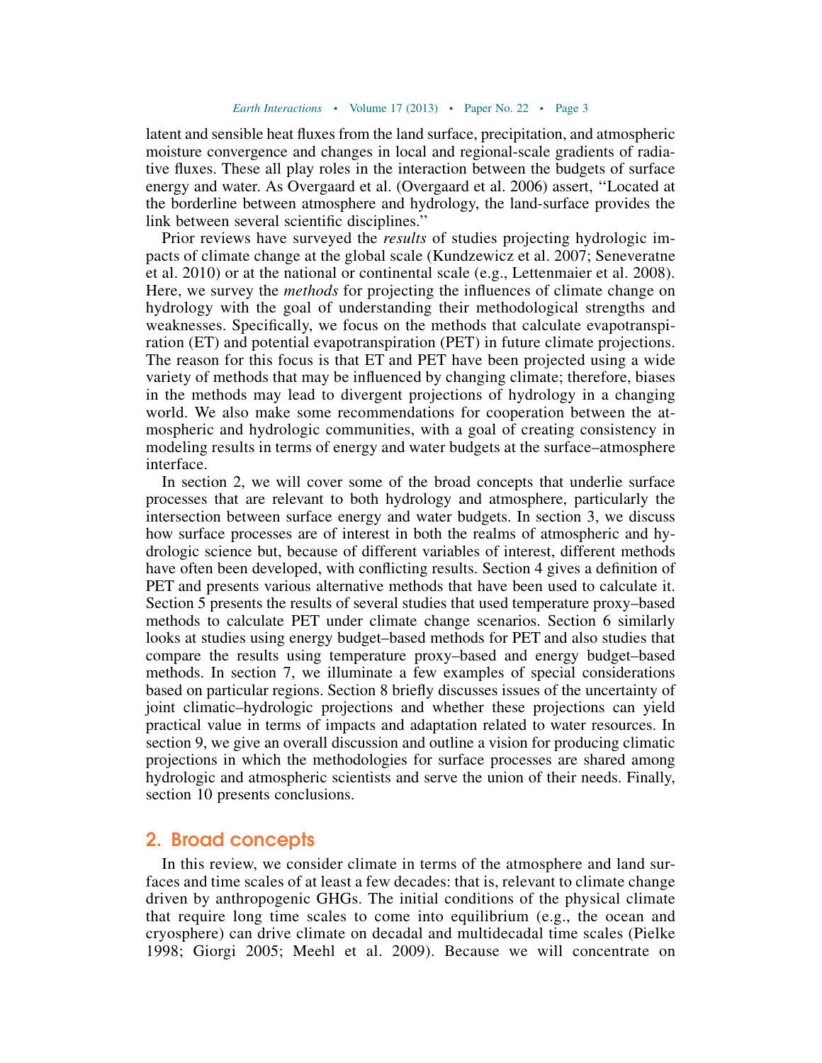latent and sensible heat fluxes from the land surface, precipitation, and atmospheric moisture convergence and changes in local and regional-scale gradients of radiative fluxes. These all play roles in the interaction between the budgets of surface energy and water. As Overgaard et al. (Overgaard et al. 2006) assert, ‘‘Located at the borderline between atmosphere and hydrology, the land-surface provides the link between several scientific disciplines.’’

Prior reviews have surveyed the *results* of studies projecting hydrologic impacts of climate change at the global scale (Kundzewicz et al. 2007; Seneveratne et al. 2010) or at the national or continental scale (e.g., Lettenmaier et al. 2008). Here, we survey the *methods* for projecting the influences of climate change on hydrology with the goal of understanding their methodological strengths and weaknesses. Specifically, we focus on the methods that calculate evapotranspiration (ET) and potential evapotranspiration (PET) in future climate projections. The reason for this focus is that ET and PET have been projected using a wide variety of methods that may be influenced by changing climate; therefore, biases in the methods may lead to divergent projections of hydrology in a changing world. We also make some recommendations for cooperation between the atmospheric and hydrologic communities, with a goal of creating consistency in modeling results in terms of energy and water budgets at the surface–atmosphere interface.

In section 2, we will cover some of the broad concepts that underlie surface processes that are relevant to both hydrology and atmosphere, particularly the intersection between surface energy and water budgets. In section 3, we discuss how surface processes are of interest in both the realms of atmospheric and hydrologic science but, because of different variables of interest, different methods have often been developed, with conflicting results. Section 4 gives a definition of PET and presents various alternative methods that have been used to calculate it. Section 5 presents the results of several studies that used temperature proxy–based methods to calculate PET under climate change scenarios. Section 6 similarly looks at studies using energy budget–based methods for PET and also studies that compare the results using temperature proxy–based and energy budget–based methods. In section 7, we illuminate a few examples of special considerations based on particular regions. Section 8 briefly discusses issues of the uncertainty of joint climatic–hydrologic projections and whether these projections can yield practical value in terms of impacts and adaptation related to water resources. In section 9, we give an overall discussion and outline a vision for producing climatic projections in which the methodologies for surface processes are shared among hydrologic and atmospheric scientists and serve the union of their needs. Finally, section 10 presents conclusions.

## 2. Broad concepts

In this review, we consider climate in terms of the atmosphere and land surfaces and time scales of at least a few decades: that is, relevant to climate change driven by anthropogenic GHGs. The initial conditions of the physical climate that require long time scales to come into equilibrium (e.g., the ocean and cryosphere) can drive climate on decadal and multidecadal time scales (Pielke 1998; Giorgi 2005; Meehl et al. 2009). Because we will concentrate on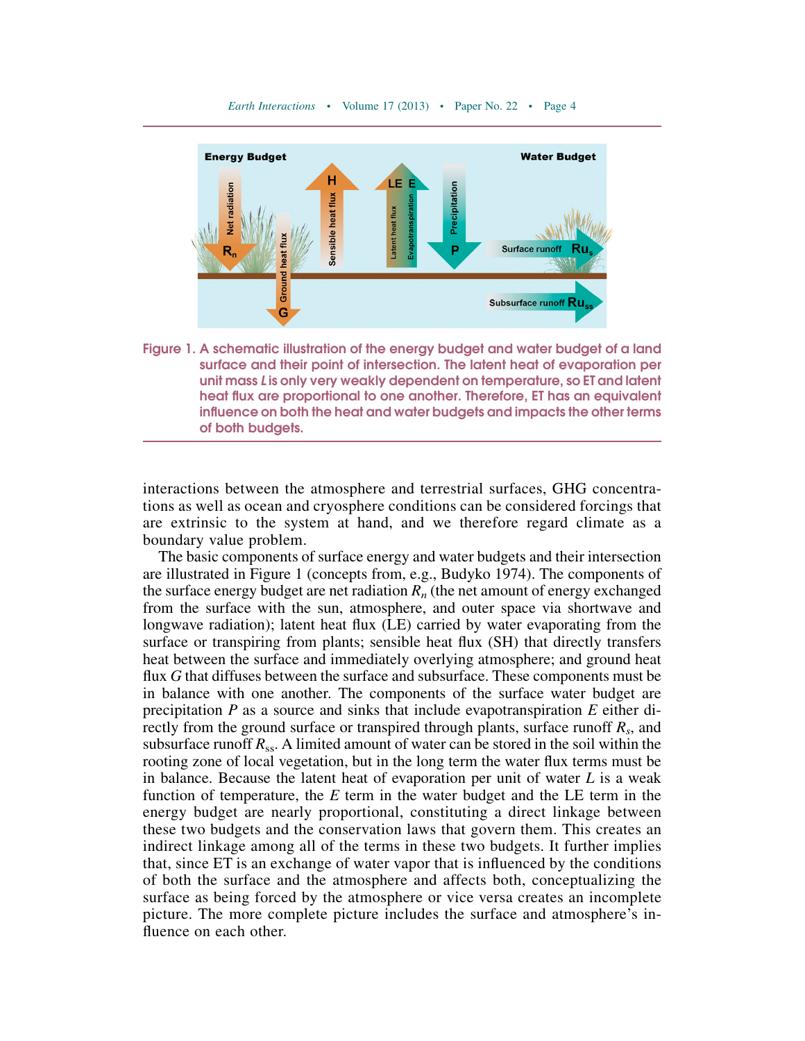Figure 1. A schematic illustration of the energy budget and water budget of a land surface and their point of intersection. The latent heat of evaporation per unit mass *L* is only very weakly dependent on temperature, so ET and latent heat flux are proportional to one another. Therefore, ET has an equivalent influence on both the heat and water budgets and impacts the other terms of both budgets.

interactions between the atmosphere and terrestrial surfaces, GHG concentrations as well as ocean and cryosphere conditions can be considered forcings that are extrinsic to the system at hand, and we therefore regard climate as a boundary value problem.

The basic components of surface energy and water budgets and their intersection are illustrated in Figure 1 (concepts from, e.g., Budyko 1974). The components of the surface energy budget are net radiation $R_n$ (the net amount of energy exchanged from the surface with the sun, atmosphere, and outer space via shortwave and longwave radiation); latent heat flux (LE) carried by water evaporating from the surface or transpiring from plants; sensible heat flux (SH) that directly transfers heat between the surface and immediately overlying atmosphere; and ground heat flux $G$ that diffuses between the surface and subsurface. These components must be in balance with one another. The components of the surface water budget are precipitation $P$ as a source and sinks that include evapotranspiration $E$ either directly from the ground surface or transpired through plants, surface runoff $R_s$, and subsurface runoff $R_{ss}$. A limited amount of water can be stored in the soil within the rooting zone of local vegetation, but in the long term the water flux terms must be in balance. Because the latent heat of evaporation per unit of water $L$ is a weak function of temperature, the $E$ term in the water budget and the LE term in the energy budget are nearly proportional, constituting a direct linkage between these two budgets and the conservation laws that govern them. This creates an indirect linkage among all of the terms in these two budgets. It further implies that, since ET is an exchange of water vapor that is influenced by the conditions of both the surface and the atmosphere and affects both, conceptualizing the surface as being forced by the atmosphere or vice versa creates an incomplete picture. The more complete picture includes the surface and atmosphere's influence on each other.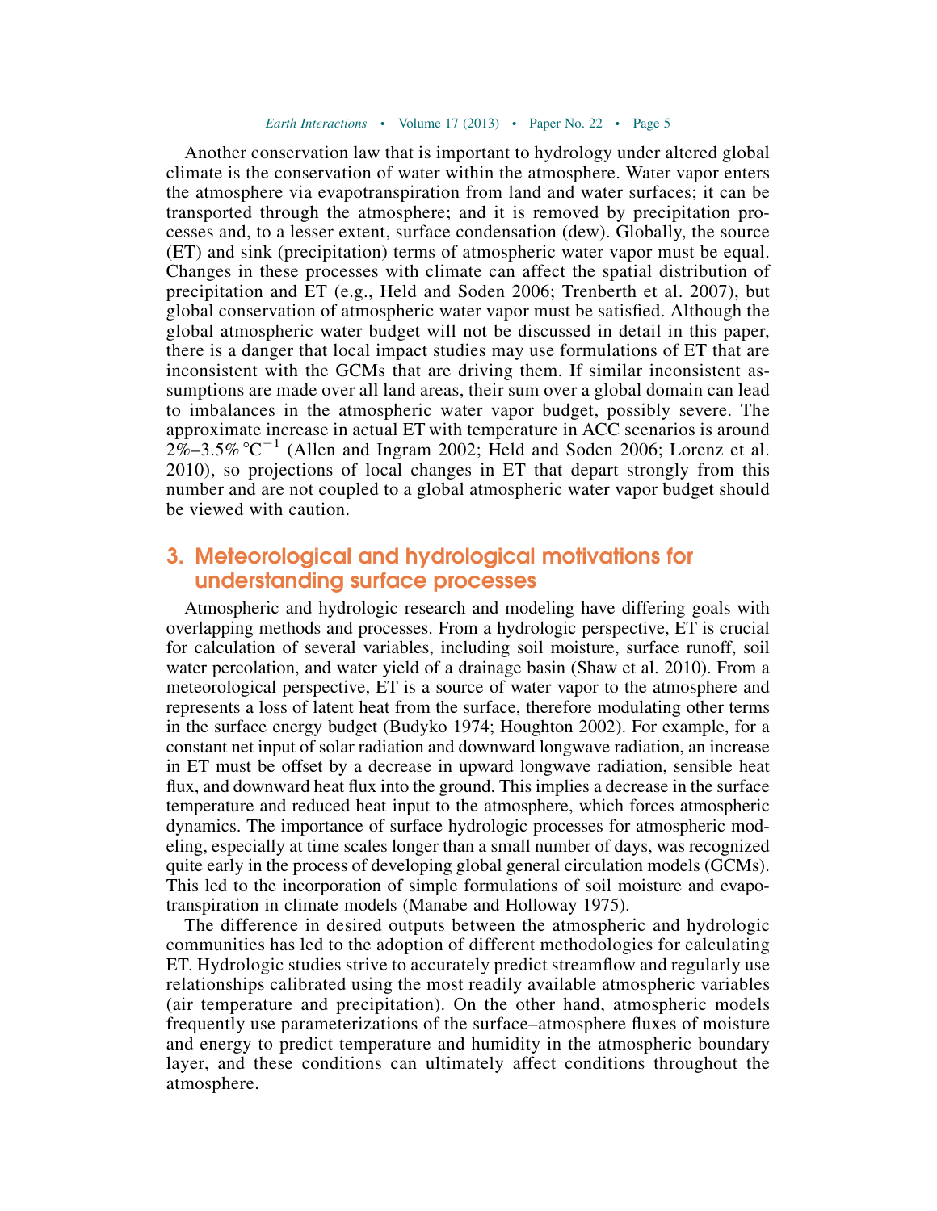Another conservation law that is important to hydrology under altered global climate is the conservation of water within the atmosphere. Water vapor enters the atmosphere via evapotranspiration from land and water surfaces; it can be transported through the atmosphere; and it is removed by precipitation processes and, to a lesser extent, surface condensation (dew). Globally, the source (ET) and sink (precipitation) terms of atmospheric water vapor must be equal. Changes in these processes with climate can affect the spatial distribution of precipitation and ET (e.g., Held and Soden 2006; Trenberth et al. 2007), but global conservation of atmospheric water vapor must be satisfied. Although the global atmospheric water budget will not be discussed in detail in this paper, there is a danger that local impact studies may use formulations of ET that are inconsistent with the GCMs that are driving them. If similar inconsistent assumptions are made over all land areas, their sum over a global domain can lead to imbalances in the atmospheric water vapor budget, possibly severe. The approximate increase in actual ET with temperature in ACC scenarios is around 2%–3.5% $^{\circ}C^{-1}$ (Allen and Ingram 2002; Held and Soden 2006; Lorenz et al. 2010), so projections of local changes in ET that depart strongly from this number and are not coupled to a global atmospheric water vapor budget should be viewed with caution.

## 3. Meteorological and hydrological motivations for understanding surface processes

Atmospheric and hydrologic research and modeling have differing goals with overlapping methods and processes. From a hydrologic perspective, ET is crucial for calculation of several variables, including soil moisture, surface runoff, soil water percolation, and water yield of a drainage basin (Shaw et al. 2010). From a meteorological perspective, ET is a source of water vapor to the atmosphere and represents a loss of latent heat from the surface, therefore modulating other terms in the surface energy budget (Budyko 1974; Houghton 2002). For example, for a constant net input of solar radiation and downward longwave radiation, an increase in ET must be offset by a decrease in upward longwave radiation, sensible heat flux, and downward heat flux into the ground. This implies a decrease in the surface temperature and reduced heat input to the atmosphere, which forces atmospheric dynamics. The importance of surface hydrologic processes for atmospheric modeling, especially at time scales longer than a small number of days, was recognized quite early in the process of developing global general circulation models (GCMs). This led to the incorporation of simple formulations of soil moisture and evapotranspiration in climate models (Manabe and Holloway 1975).

The difference in desired outputs between the atmospheric and hydrologic communities has led to the adoption of different methodologies for calculating ET. Hydrologic studies strive to accurately predict streamflow and regularly use relationships calibrated using the most readily available atmospheric variables (air temperature and precipitation). On the other hand, atmospheric models frequently use parameterizations of the surface–atmosphere fluxes of moisture and energy to predict temperature and humidity in the atmospheric boundary layer, and these conditions can ultimately affect conditions throughout the atmosphere.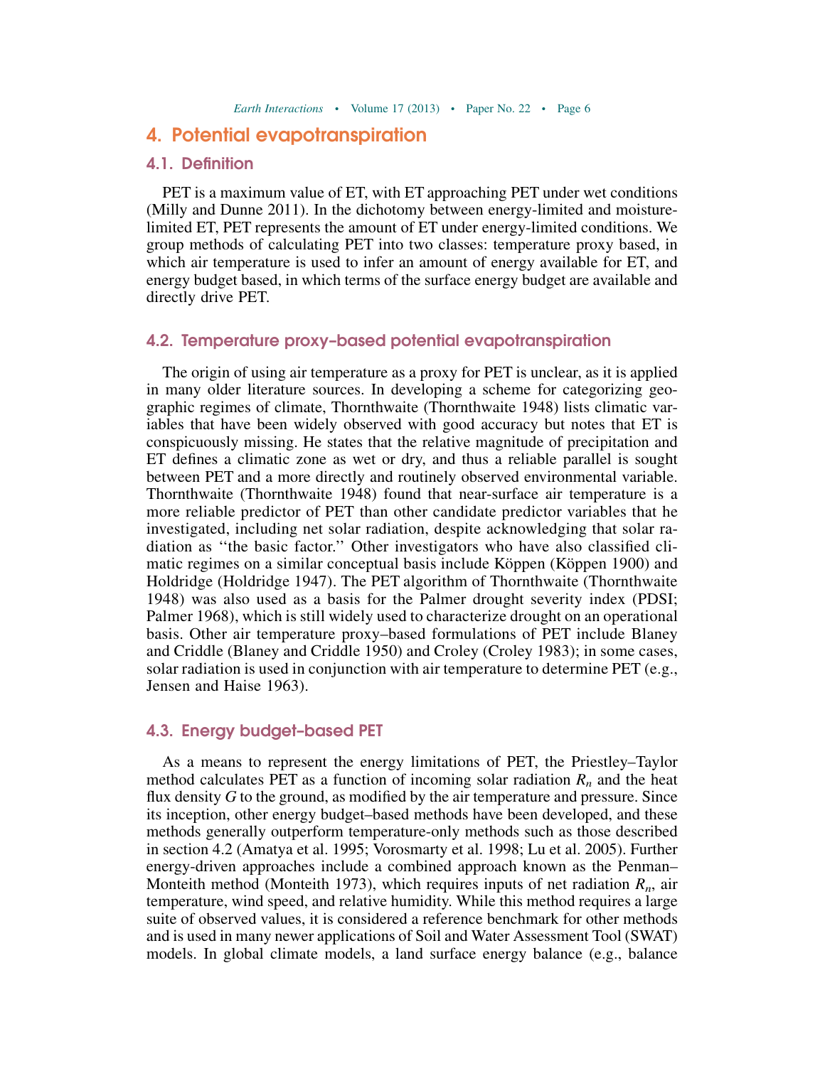## 4. Potential evapotranspiration

### 4.1. Definition

PET is a maximum value of ET, with ET approaching PET under wet conditions (Milly and Dunne 2011). In the dichotomy between energy-limited and moisture-limited ET, PET represents the amount of ET under energy-limited conditions. We group methods of calculating PET into two classes: temperature proxy based, in which air temperature is used to infer an amount of energy available for ET, and energy budget based, in which terms of the surface energy budget are available and directly drive PET.

### 4.2. Temperature proxy–based potential evapotranspiration

The origin of using air temperature as a proxy for PET is unclear, as it is applied in many older literature sources. In developing a scheme for categorizing geographic regimes of climate, Thornthwaite (Thornthwaite 1948) lists climatic variables that have been widely observed with good accuracy but notes that ET is conspicuously missing. He states that the relative magnitude of precipitation and ET defines a climatic zone as wet or dry, and thus a reliable parallel is sought between PET and a more directly and routinely observed environmental variable. Thornthwaite (Thornthwaite 1948) found that near-surface air temperature is a more reliable predictor of PET than other candidate predictor variables that he investigated, including net solar radiation, despite acknowledging that solar radiation as ''the basic factor.'' Other investigators who have also classified climatic regimes on a similar conceptual basis include Köppen (Köppen 1900) and Holdridge (Holdridge 1947). The PET algorithm of Thornthwaite (Thornthwaite 1948) was also used as a basis for the Palmer drought severity index (PDSI; Palmer 1968), which is still widely used to characterize drought on an operational basis. Other air temperature proxy–based formulations of PET include Blaney and Criddle (Blaney and Criddle 1950) and Croley (Croley 1983); in some cases, solar radiation is used in conjunction with air temperature to determine PET (e.g., Jensen and Haise 1963).

### 4.3. Energy budget–based PET

As a means to represent the energy limitations of PET, the Priestley–Taylor method calculates PET as a function of incoming solar radiation $R_n$ and the heat flux density $G$ to the ground, as modified by the air temperature and pressure. Since its inception, other energy budget–based methods have been developed, and these methods generally outperform temperature-only methods such as those described in section 4.2 (Amatya et al. 1995; Vorosmarty et al. 1998; Lu et al. 2005). Further energy-driven approaches include a combined approach known as the Penman–Monteith method (Monteith 1973), which requires inputs of net radiation $R_n$, air temperature, wind speed, and relative humidity. While this method requires a large suite of observed values, it is considered a reference benchmark for other methods and is used in many newer applications of Soil and Water Assessment Tool (SWAT) models. In global climate models, a land surface energy balance (e.g., balance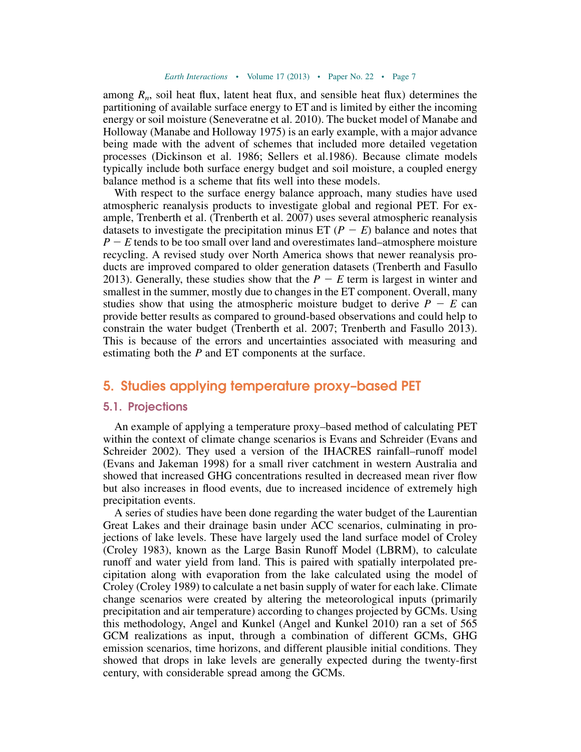among $R_n$, soil heat flux, latent heat flux, and sensible heat flux) determines the partitioning of available surface energy to ET and is limited by either the incoming energy or soil moisture (Seneveratne et al. 2010). The bucket model of Manabe and Holloway (Manabe and Holloway 1975) is an early example, with a major advance being made with the advent of schemes that included more detailed vegetation processes (Dickinson et al. 1986; Sellers et al.1986). Because climate models typically include both surface energy budget and soil moisture, a coupled energy balance method is a scheme that fits well into these models.

With respect to the surface energy balance approach, many studies have used atmospheric reanalysis products to investigate global and regional PET. For example, Trenberth et al. (Trenberth et al. 2007) uses several atmospheric reanalysis datasets to investigate the precipitation minus ET ($P - E$) balance and notes that $P - E$ tends to be too small over land and overestimates land–atmosphere moisture recycling. A revised study over North America shows that newer reanalysis products are improved compared to older generation datasets (Trenberth and Fasullo 2013). Generally, these studies show that the $P - E$ term is largest in winter and smallest in the summer, mostly due to changes in the ET component. Overall, many studies show that using the atmospheric moisture budget to derive $P - E$ can provide better results as compared to ground-based observations and could help to constrain the water budget (Trenberth et al. 2007; Trenberth and Fasullo 2013). This is because of the errors and uncertainties associated with measuring and estimating both the $P$ and ET components at the surface.

## 5. Studies applying temperature proxy–based PET

### 5.1. Projections

An example of applying a temperature proxy–based method of calculating PET within the context of climate change scenarios is Evans and Schreider (Evans and Schreider 2002). They used a version of the IHACRES rainfall–runoff model (Evans and Jakeman 1998) for a small river catchment in western Australia and showed that increased GHG concentrations resulted in decreased mean river flow but also increases in flood events, due to increased incidence of extremely high precipitation events.

A series of studies have been done regarding the water budget of the Laurentian Great Lakes and their drainage basin under ACC scenarios, culminating in projections of lake levels. These have largely used the land surface model of Croley (Croley 1983), known as the Large Basin Runoff Model (LBRM), to calculate runoff and water yield from land. This is paired with spatially interpolated precipitation along with evaporation from the lake calculated using the model of Croley (Croley 1989) to calculate a net basin supply of water for each lake. Climate change scenarios were created by altering the meteorological inputs (primarily precipitation and air temperature) according to changes projected by GCMs. Using this methodology, Angel and Kunkel (Angel and Kunkel 2010) ran a set of 565 GCM realizations as input, through a combination of different GCMs, GHG emission scenarios, time horizons, and different plausible initial conditions. They showed that drops in lake levels are generally expected during the twenty-first century, with considerable spread among the GCMs.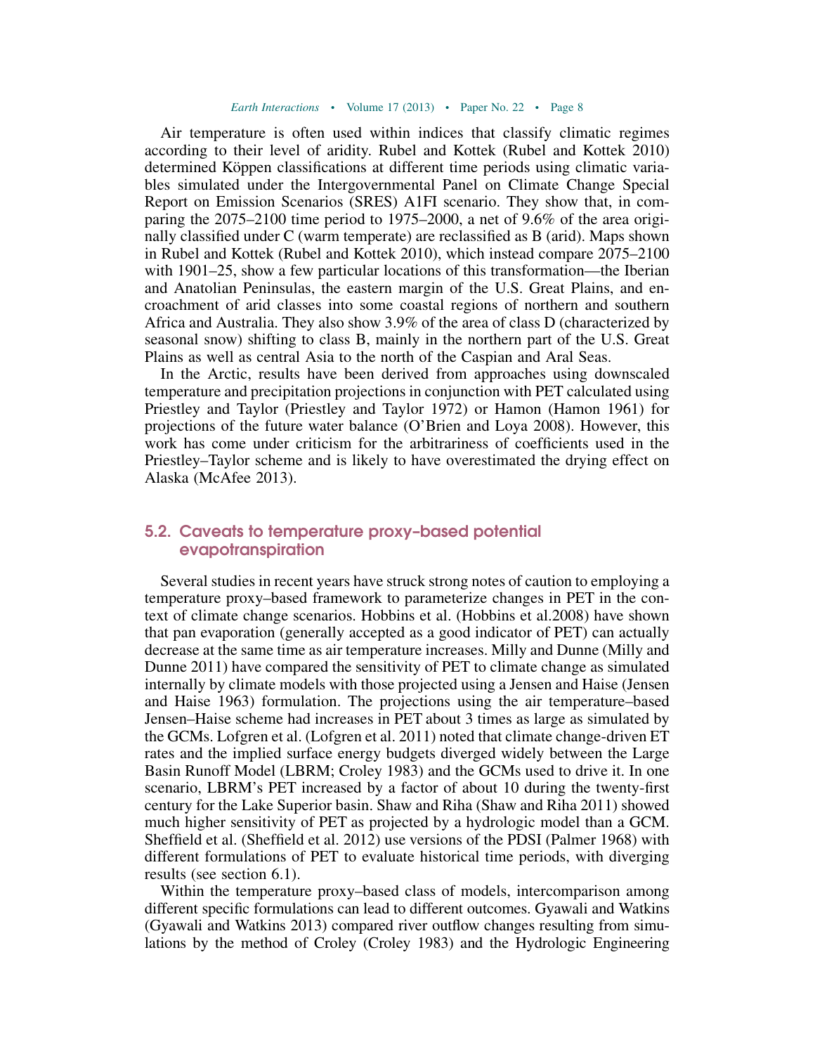Air temperature is often used within indices that classify climatic regimes according to their level of aridity. Rubel and Kottek (Rubel and Kottek 2010) determined Köppen classifications at different time periods using climatic variables simulated under the Intergovernmental Panel on Climate Change Special Report on Emission Scenarios (SRES) A1FI scenario. They show that, in comparing the 2075–2100 time period to 1975–2000, a net of 9.6% of the area originally classified under C (warm temperate) are reclassified as B (arid). Maps shown in Rubel and Kottek (Rubel and Kottek 2010), which instead compare 2075–2100 with 1901–25, show a few particular locations of this transformation—the Iberian and Anatolian Peninsulas, the eastern margin of the U.S. Great Plains, and encroachment of arid classes into some coastal regions of northern and southern Africa and Australia. They also show 3.9% of the area of class D (characterized by seasonal snow) shifting to class B, mainly in the northern part of the U.S. Great Plains as well as central Asia to the north of the Caspian and Aral Seas.

In the Arctic, results have been derived from approaches using downscaled temperature and precipitation projections in conjunction with PET calculated using Priestley and Taylor (Priestley and Taylor 1972) or Hamon (Hamon 1961) for projections of the future water balance (O'Brien and Loya 2008). However, this work has come under criticism for the arbitrariness of coefficients used in the Priestley–Taylor scheme and is likely to have overestimated the drying effect on Alaska (McAfee 2013).

## 5.2. Caveats to temperature proxy–based potential evapotranspiration

Several studies in recent years have struck strong notes of caution to employing a temperature proxy–based framework to parameterize changes in PET in the context of climate change scenarios. Hobbins et al. (Hobbins et al.2008) have shown that pan evaporation (generally accepted as a good indicator of PET) can actually decrease at the same time as air temperature increases. Milly and Dunne (Milly and Dunne 2011) have compared the sensitivity of PET to climate change as simulated internally by climate models with those projected using a Jensen and Haise (Jensen and Haise 1963) formulation. The projections using the air temperature–based Jensen–Haise scheme had increases in PET about 3 times as large as simulated by the GCMs. Lofgren et al. (Lofgren et al. 2011) noted that climate change-driven ET rates and the implied surface energy budgets diverged widely between the Large Basin Runoff Model (LBRM; Croley 1983) and the GCMs used to drive it. In one scenario, LBRM's PET increased by a factor of about 10 during the twenty-first century for the Lake Superior basin. Shaw and Riha (Shaw and Riha 2011) showed much higher sensitivity of PET as projected by a hydrologic model than a GCM. Sheffield et al. (Sheffield et al. 2012) use versions of the PDSI (Palmer 1968) with different formulations of PET to evaluate historical time periods, with diverging results (see section 6.1).

Within the temperature proxy–based class of models, intercomparison among different specific formulations can lead to different outcomes. Gyawali and Watkins (Gyawali and Watkins 2013) compared river outflow changes resulting from simulations by the method of Croley (Croley 1983) and the Hydrologic Engineering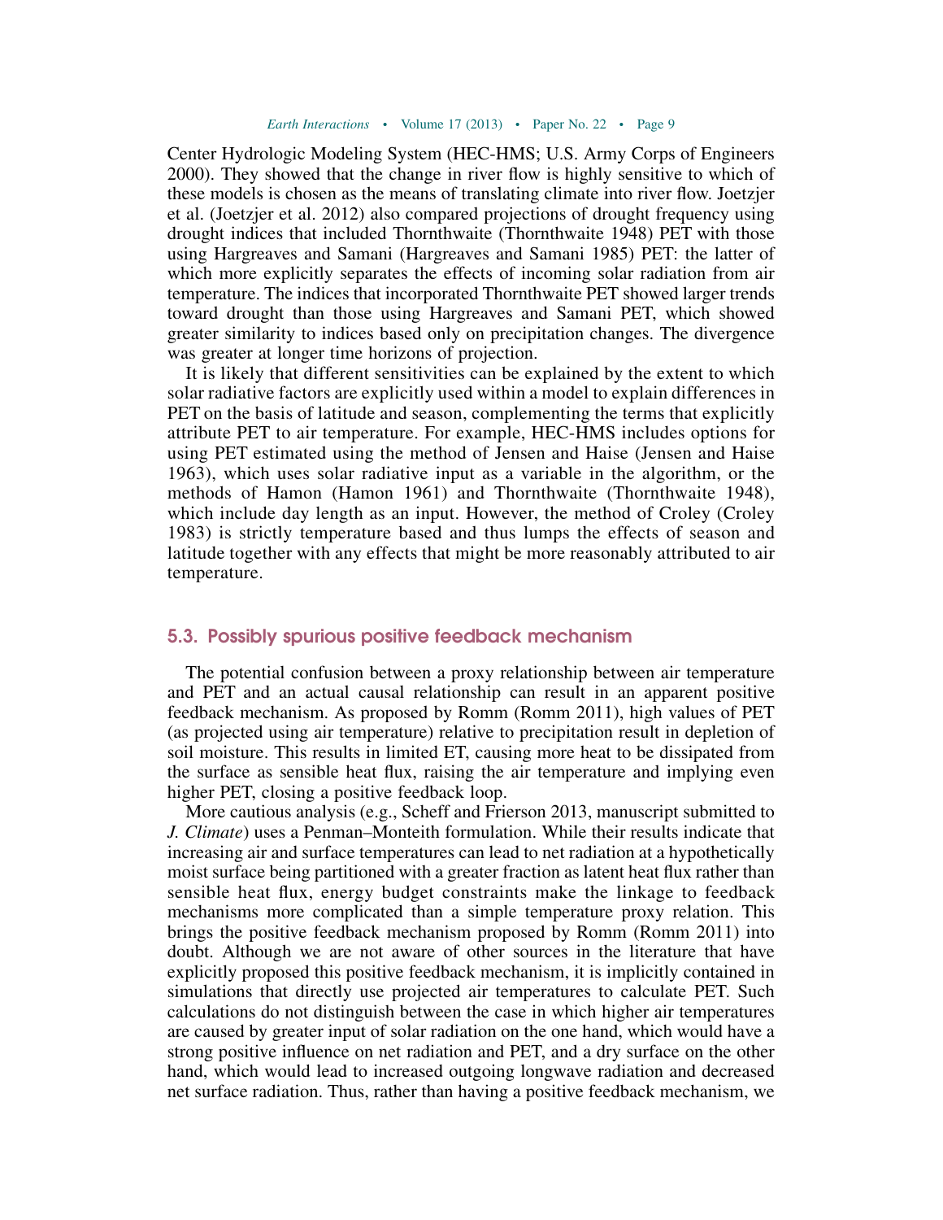Center Hydrologic Modeling System (HEC-HMS; U.S. Army Corps of Engineers 2000). They showed that the change in river flow is highly sensitive to which of these models is chosen as the means of translating climate into river flow. Joetzjer et al. (Joetzjer et al. 2012) also compared projections of drought frequency using drought indices that included Thornthwaite (Thornthwaite 1948) PET with those using Hargreaves and Samani (Hargreaves and Samani 1985) PET: the latter of which more explicitly separates the effects of incoming solar radiation from air temperature. The indices that incorporated Thornthwaite PET showed larger trends toward drought than those using Hargreaves and Samani PET, which showed greater similarity to indices based only on precipitation changes. The divergence was greater at longer time horizons of projection.

It is likely that different sensitivities can be explained by the extent to which solar radiative factors are explicitly used within a model to explain differences in PET on the basis of latitude and season, complementing the terms that explicitly attribute PET to air temperature. For example, HEC-HMS includes options for using PET estimated using the method of Jensen and Haise (Jensen and Haise 1963), which uses solar radiative input as a variable in the algorithm, or the methods of Hamon (Hamon 1961) and Thornthwaite (Thornthwaite 1948), which include day length as an input. However, the method of Croley (Croley 1983) is strictly temperature based and thus lumps the effects of season and latitude together with any effects that might be more reasonably attributed to air temperature.

### 5.3. Possibly spurious positive feedback mechanism

The potential confusion between a proxy relationship between air temperature and PET and an actual causal relationship can result in an apparent positive feedback mechanism. As proposed by Romm (Romm 2011), high values of PET (as projected using air temperature) relative to precipitation result in depletion of soil moisture. This results in limited ET, causing more heat to be dissipated from the surface as sensible heat flux, raising the air temperature and implying even higher PET, closing a positive feedback loop.

More cautious analysis (e.g., Scheff and Frierson 2013, manuscript submitted to *J. Climate*) uses a Penman–Monteith formulation. While their results indicate that increasing air and surface temperatures can lead to net radiation at a hypothetically moist surface being partitioned with a greater fraction as latent heat flux rather than sensible heat flux, energy budget constraints make the linkage to feedback mechanisms more complicated than a simple temperature proxy relation. This brings the positive feedback mechanism proposed by Romm (Romm 2011) into doubt. Although we are not aware of other sources in the literature that have explicitly proposed this positive feedback mechanism, it is implicitly contained in simulations that directly use projected air temperatures to calculate PET. Such calculations do not distinguish between the case in which higher air temperatures are caused by greater input of solar radiation on the one hand, which would have a strong positive influence on net radiation and PET, and a dry surface on the other hand, which would lead to increased outgoing longwave radiation and decreased net surface radiation. Thus, rather than having a positive feedback mechanism, we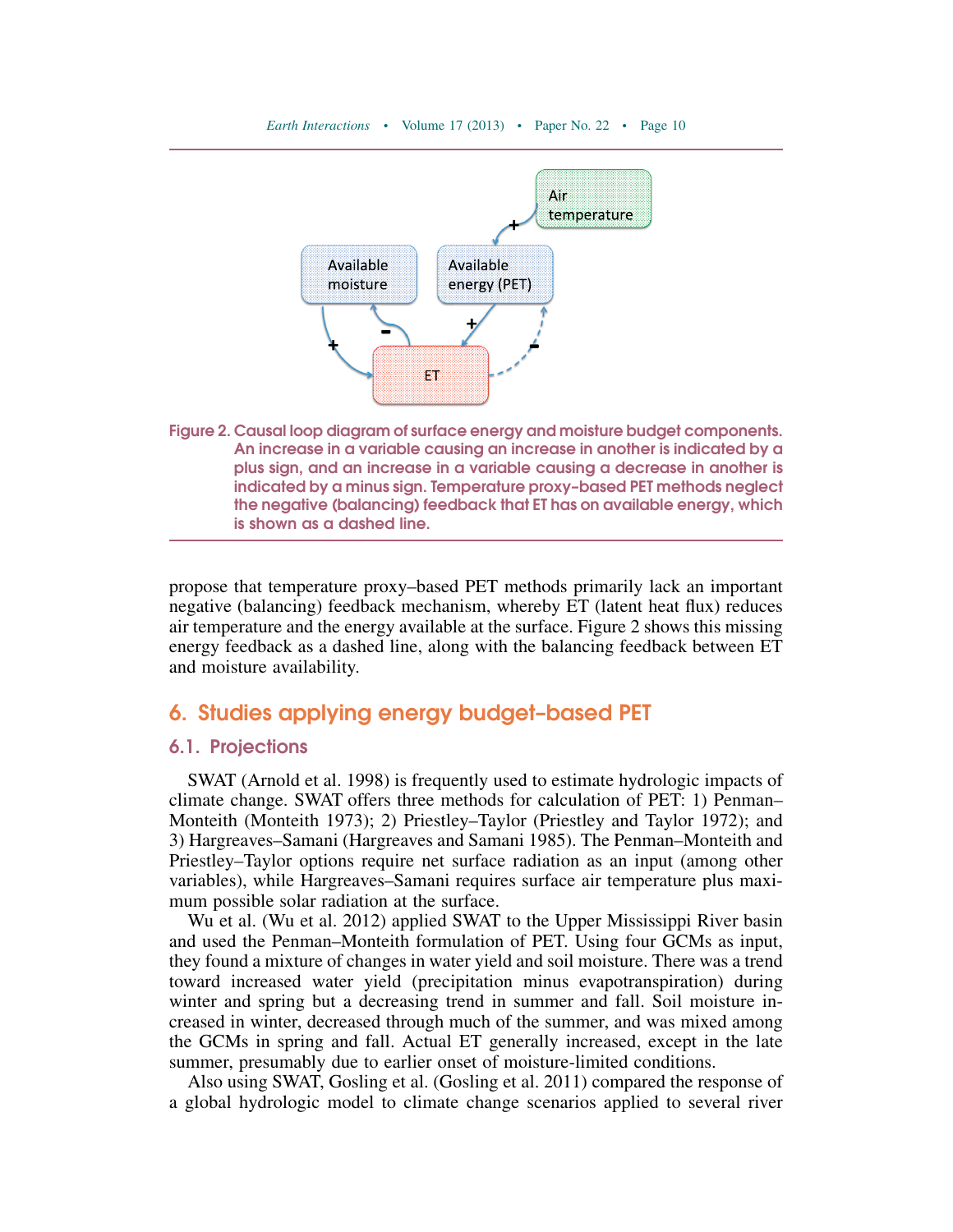Figure 2. Causal loop diagram of surface energy and moisture budget components. An increase in a variable causing an increase in another is indicated by a plus sign, and an increase in a variable causing a decrease in another is indicated by a minus sign. Temperature proxy–based PET methods neglect the negative (balancing) feedback that ET has on available energy, which is shown as a dashed line.

propose that temperature proxy–based PET methods primarily lack an important negative (balancing) feedback mechanism, whereby ET (latent heat flux) reduces air temperature and the energy available at the surface. Figure 2 shows this missing energy feedback as a dashed line, along with the balancing feedback between ET and moisture availability.

## 6. Studies applying energy budget–based PET

### 6.1. Projections

SWAT (Arnold et al. 1998) is frequently used to estimate hydrologic impacts of climate change. SWAT offers three methods for calculation of PET: 1) Penman–Monteith (Monteith 1973); 2) Priestley–Taylor (Priestley and Taylor 1972); and 3) Hargreaves–Samani (Hargreaves and Samani 1985). The Penman–Monteith and Priestley–Taylor options require net surface radiation as an input (among other variables), while Hargreaves–Samani requires surface air temperature plus maximum possible solar radiation at the surface.

Wu et al. (Wu et al. 2012) applied SWAT to the Upper Mississippi River basin and used the Penman–Monteith formulation of PET. Using four GCMs as input, they found a mixture of changes in water yield and soil moisture. There was a trend toward increased water yield (precipitation minus evapotranspiration) during winter and spring but a decreasing trend in summer and fall. Soil moisture increased in winter, decreased through much of the summer, and was mixed among the GCMs in spring and fall. Actual ET generally increased, except in the late summer, presumably due to earlier onset of moisture-limited conditions.

Also using SWAT, Gosling et al. (Gosling et al. 2011) compared the response of a global hydrologic model to climate change scenarios applied to several river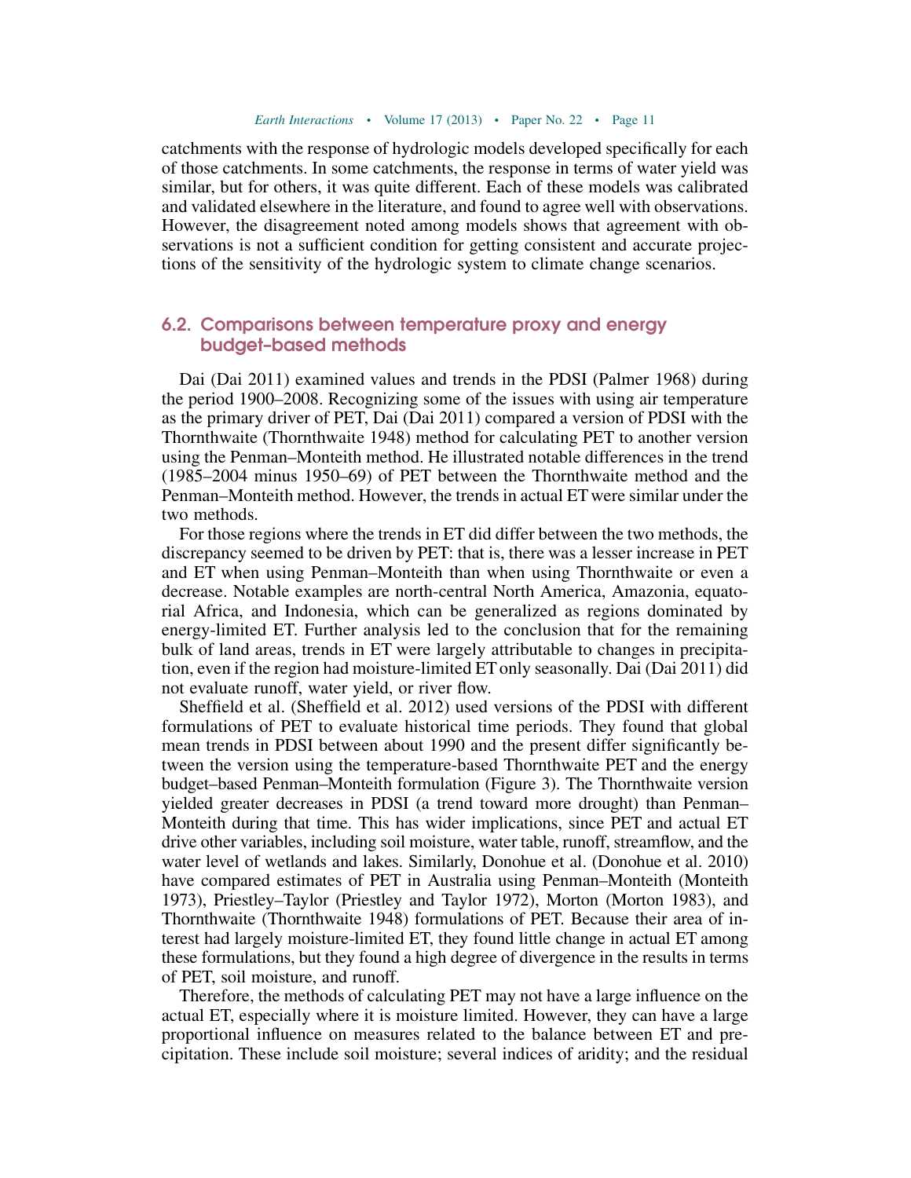catchments with the response of hydrologic models developed specifically for each of those catchments. In some catchments, the response in terms of water yield was similar, but for others, it was quite different. Each of these models was calibrated and validated elsewhere in the literature, and found to agree well with observations. However, the disagreement noted among models shows that agreement with observations is not a sufficient condition for getting consistent and accurate projections of the sensitivity of the hydrologic system to climate change scenarios.

## 6.2. Comparisons between temperature proxy and energy budget–based methods

Dai (Dai 2011) examined values and trends in the PDSI (Palmer 1968) during the period 1900–2008. Recognizing some of the issues with using air temperature as the primary driver of PET, Dai (Dai 2011) compared a version of PDSI with the Thornthwaite (Thornthwaite 1948) method for calculating PET to another version using the Penman–Monteith method. He illustrated notable differences in the trend (1985–2004 minus 1950–69) of PET between the Thornthwaite method and the Penman–Monteith method. However, the trends in actual ET were similar under the two methods.

For those regions where the trends in ET did differ between the two methods, the discrepancy seemed to be driven by PET: that is, there was a lesser increase in PET and ET when using Penman–Monteith than when using Thornthwaite or even a decrease. Notable examples are north-central North America, Amazonia, equatorial Africa, and Indonesia, which can be generalized as regions dominated by energy-limited ET. Further analysis led to the conclusion that for the remaining bulk of land areas, trends in ET were largely attributable to changes in precipitation, even if the region had moisture-limited ET only seasonally. Dai (Dai 2011) did not evaluate runoff, water yield, or river flow.

Sheffield et al. (Sheffield et al. 2012) used versions of the PDSI with different formulations of PET to evaluate historical time periods. They found that global mean trends in PDSI between about 1990 and the present differ significantly between the version using the temperature-based Thornthwaite PET and the energy budget–based Penman–Monteith formulation (Figure 3). The Thornthwaite version yielded greater decreases in PDSI (a trend toward more drought) than Penman–Monteith during that time. This has wider implications, since PET and actual ET drive other variables, including soil moisture, water table, runoff, streamflow, and the water level of wetlands and lakes. Similarly, Donohue et al. (Donohue et al. 2010) have compared estimates of PET in Australia using Penman–Monteith (Monteith 1973), Priestley–Taylor (Priestley and Taylor 1972), Morton (Morton 1983), and Thornthwaite (Thornthwaite 1948) formulations of PET. Because their area of interest had largely moisture-limited ET, they found little change in actual ET among these formulations, but they found a high degree of divergence in the results in terms of PET, soil moisture, and runoff.

Therefore, the methods of calculating PET may not have a large influence on the actual ET, especially where it is moisture limited. However, they can have a large proportional influence on measures related to the balance between ET and precipitation. These include soil moisture; several indices of aridity; and the residual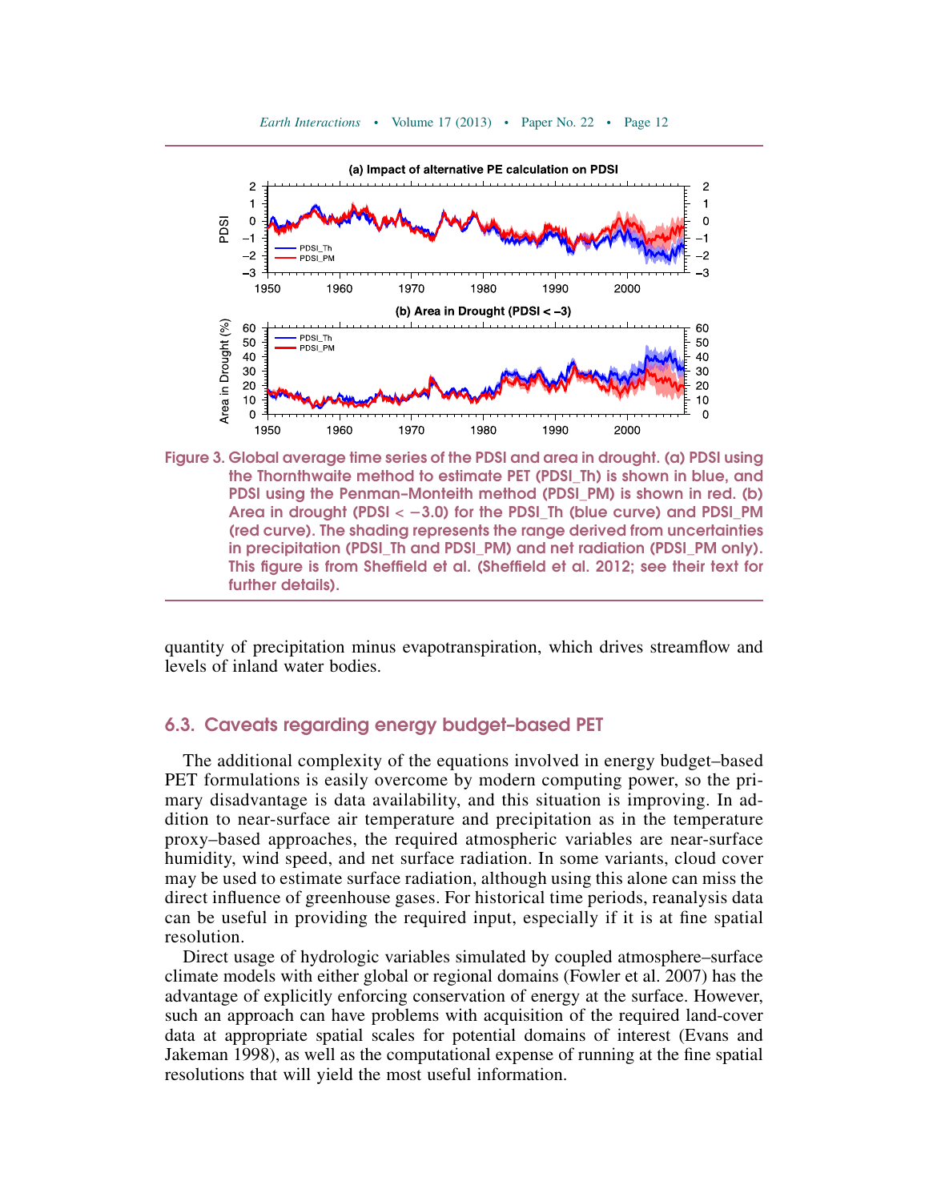Figure 3. Global average time series of the PDSI and area in drought. (a) PDSI using the Thornthwaite method to estimate PET (PDSI_Th) is shown in blue, and PDSI using the Penman–Monteith method (PDSI_PM) is shown in red. (b) Area in drought (PDSI < −3.0) for the PDSI_Th (blue curve) and PDSI_PM (red curve). The shading represents the range derived from uncertainties in precipitation (PDSI_Th and PDSI_PM) and net radiation (PDSI_PM only). This figure is from Sheffield et al. (Sheffield et al. 2012; see their text for further details).

quantity of precipitation minus evapotranspiration, which drives streamflow and levels of inland water bodies.

## 6.3. Caveats regarding energy budget–based PET

The additional complexity of the equations involved in energy budget–based PET formulations is easily overcome by modern computing power, so the primary disadvantage is data availability, and this situation is improving. In addition to near-surface air temperature and precipitation as in the temperature proxy–based approaches, the required atmospheric variables are near-surface humidity, wind speed, and net surface radiation. In some variants, cloud cover may be used to estimate surface radiation, although using this alone can miss the direct influence of greenhouse gases. For historical time periods, reanalysis data can be useful in providing the required input, especially if it is at fine spatial resolution.

Direct usage of hydrologic variables simulated by coupled atmosphere–surface climate models with either global or regional domains (Fowler et al. 2007) has the advantage of explicitly enforcing conservation of energy at the surface. However, such an approach can have problems with acquisition of the required land-cover data at appropriate spatial scales for potential domains of interest (Evans and Jakeman 1998), as well as the computational expense of running at the fine spatial resolutions that will yield the most useful information.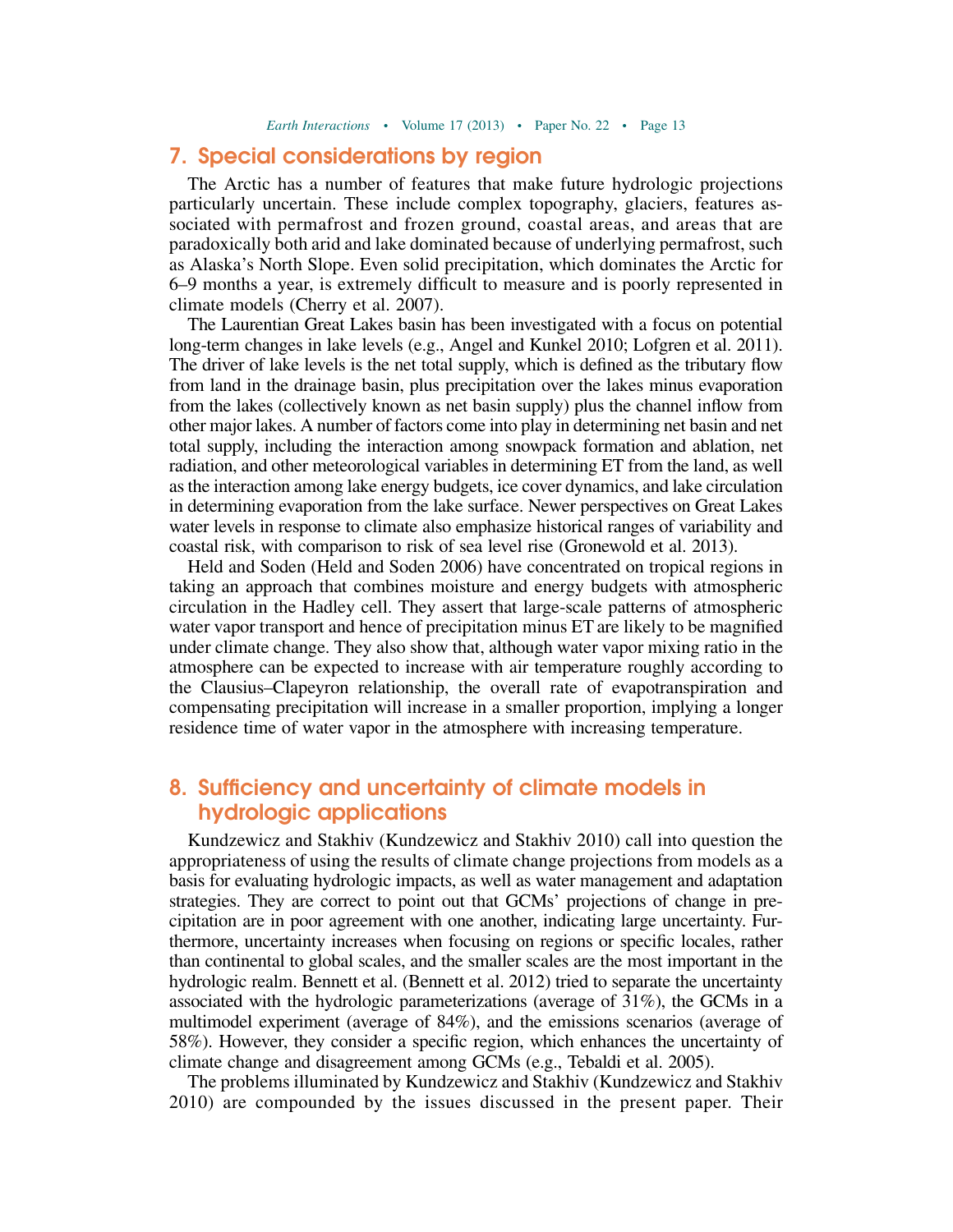## 7. Special considerations by region

The Arctic has a number of features that make future hydrologic projections particularly uncertain. These include complex topography, glaciers, features associated with permafrost and frozen ground, coastal areas, and areas that are paradoxically both arid and lake dominated because of underlying permafrost, such as Alaska's North Slope. Even solid precipitation, which dominates the Arctic for 6–9 months a year, is extremely difficult to measure and is poorly represented in climate models (Cherry et al. 2007).

The Laurentian Great Lakes basin has been investigated with a focus on potential long-term changes in lake levels (e.g., Angel and Kunkel 2010; Lofgren et al. 2011). The driver of lake levels is the net total supply, which is defined as the tributary flow from land in the drainage basin, plus precipitation over the lakes minus evaporation from the lakes (collectively known as net basin supply) plus the channel inflow from other major lakes. A number of factors come into play in determining net basin and net total supply, including the interaction among snowpack formation and ablation, net radiation, and other meteorological variables in determining ET from the land, as well as the interaction among lake energy budgets, ice cover dynamics, and lake circulation in determining evaporation from the lake surface. Newer perspectives on Great Lakes water levels in response to climate also emphasize historical ranges of variability and coastal risk, with comparison to risk of sea level rise (Gronewold et al. 2013).

Held and Soden (Held and Soden 2006) have concentrated on tropical regions in taking an approach that combines moisture and energy budgets with atmospheric circulation in the Hadley cell. They assert that large-scale patterns of atmospheric water vapor transport and hence of precipitation minus ET are likely to be magnified under climate change. They also show that, although water vapor mixing ratio in the atmosphere can be expected to increase with air temperature roughly according to the Clausius–Clapeyron relationship, the overall rate of evapotranspiration and compensating precipitation will increase in a smaller proportion, implying a longer residence time of water vapor in the atmosphere with increasing temperature.

## 8. Sufficiency and uncertainty of climate models in hydrologic applications

Kundzewicz and Stakhiv (Kundzewicz and Stakhiv 2010) call into question the appropriateness of using the results of climate change projections from models as a basis for evaluating hydrologic impacts, as well as water management and adaptation strategies. They are correct to point out that GCMs' projections of change in precipitation are in poor agreement with one another, indicating large uncertainty. Furthermore, uncertainty increases when focusing on regions or specific locales, rather than continental to global scales, and the smaller scales are the most important in the hydrologic realm. Bennett et al. (Bennett et al. 2012) tried to separate the uncertainty associated with the hydrologic parameterizations (average of 31%), the GCMs in a multimodel experiment (average of 84%), and the emissions scenarios (average of 58%). However, they consider a specific region, which enhances the uncertainty of climate change and disagreement among GCMs (e.g., Tebaldi et al. 2005).

The problems illuminated by Kundzewicz and Stakhiv (Kundzewicz and Stakhiv 2010) are compounded by the issues discussed in the present paper. Their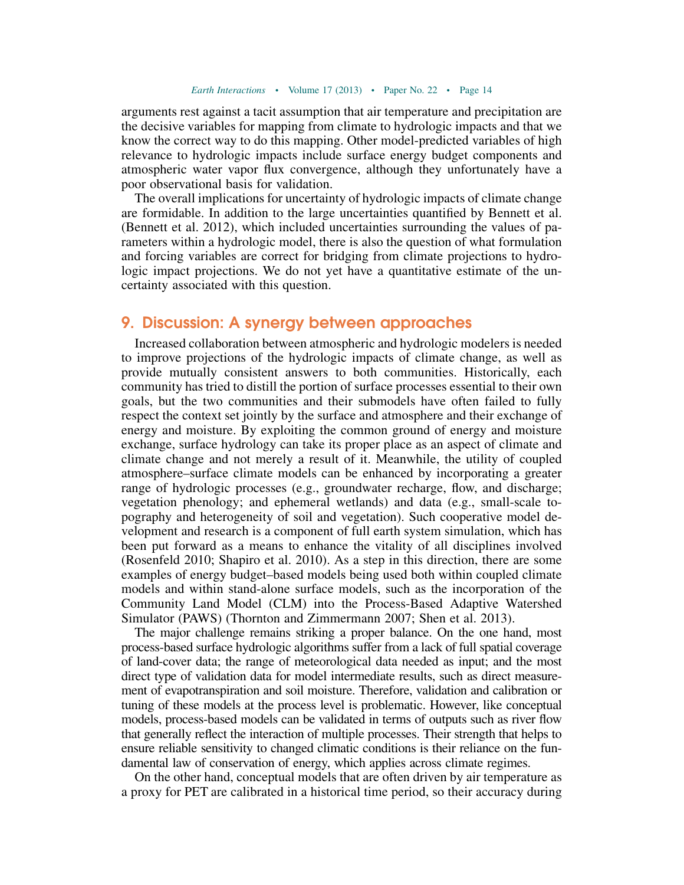arguments rest against a tacit assumption that air temperature and precipitation are the decisive variables for mapping from climate to hydrologic impacts and that we know the correct way to do this mapping. Other model-predicted variables of high relevance to hydrologic impacts include surface energy budget components and atmospheric water vapor flux convergence, although they unfortunately have a poor observational basis for validation.

The overall implications for uncertainty of hydrologic impacts of climate change are formidable. In addition to the large uncertainties quantified by Bennett et al. (Bennett et al. 2012), which included uncertainties surrounding the values of parameters within a hydrologic model, there is also the question of what formulation and forcing variables are correct for bridging from climate projections to hydrologic impact projections. We do not yet have a quantitative estimate of the uncertainty associated with this question.

## 9. Discussion: A synergy between approaches

Increased collaboration between atmospheric and hydrologic modelers is needed to improve projections of the hydrologic impacts of climate change, as well as provide mutually consistent answers to both communities. Historically, each community has tried to distill the portion of surface processes essential to their own goals, but the two communities and their submodels have often failed to fully respect the context set jointly by the surface and atmosphere and their exchange of energy and moisture. By exploiting the common ground of energy and moisture exchange, surface hydrology can take its proper place as an aspect of climate and climate change and not merely a result of it. Meanwhile, the utility of coupled atmosphere–surface climate models can be enhanced by incorporating a greater range of hydrologic processes (e.g., groundwater recharge, flow, and discharge; vegetation phenology; and ephemeral wetlands) and data (e.g., small-scale topography and heterogeneity of soil and vegetation). Such cooperative model development and research is a component of full earth system simulation, which has been put forward as a means to enhance the vitality of all disciplines involved (Rosenfeld 2010; Shapiro et al. 2010). As a step in this direction, there are some examples of energy budget–based models being used both within coupled climate models and within stand-alone surface models, such as the incorporation of the Community Land Model (CLM) into the Process-Based Adaptive Watershed Simulator (PAWS) (Thornton and Zimmermann 2007; Shen et al. 2013).

The major challenge remains striking a proper balance. On the one hand, most process-based surface hydrologic algorithms suffer from a lack of full spatial coverage of land-cover data; the range of meteorological data needed as input; and the most direct type of validation data for model intermediate results, such as direct measurement of evapotranspiration and soil moisture. Therefore, validation and calibration or tuning of these models at the process level is problematic. However, like conceptual models, process-based models can be validated in terms of outputs such as river flow that generally reflect the interaction of multiple processes. Their strength that helps to ensure reliable sensitivity to changed climatic conditions is their reliance on the fundamental law of conservation of energy, which applies across climate regimes.

On the other hand, conceptual models that are often driven by air temperature as a proxy for PET are calibrated in a historical time period, so their accuracy during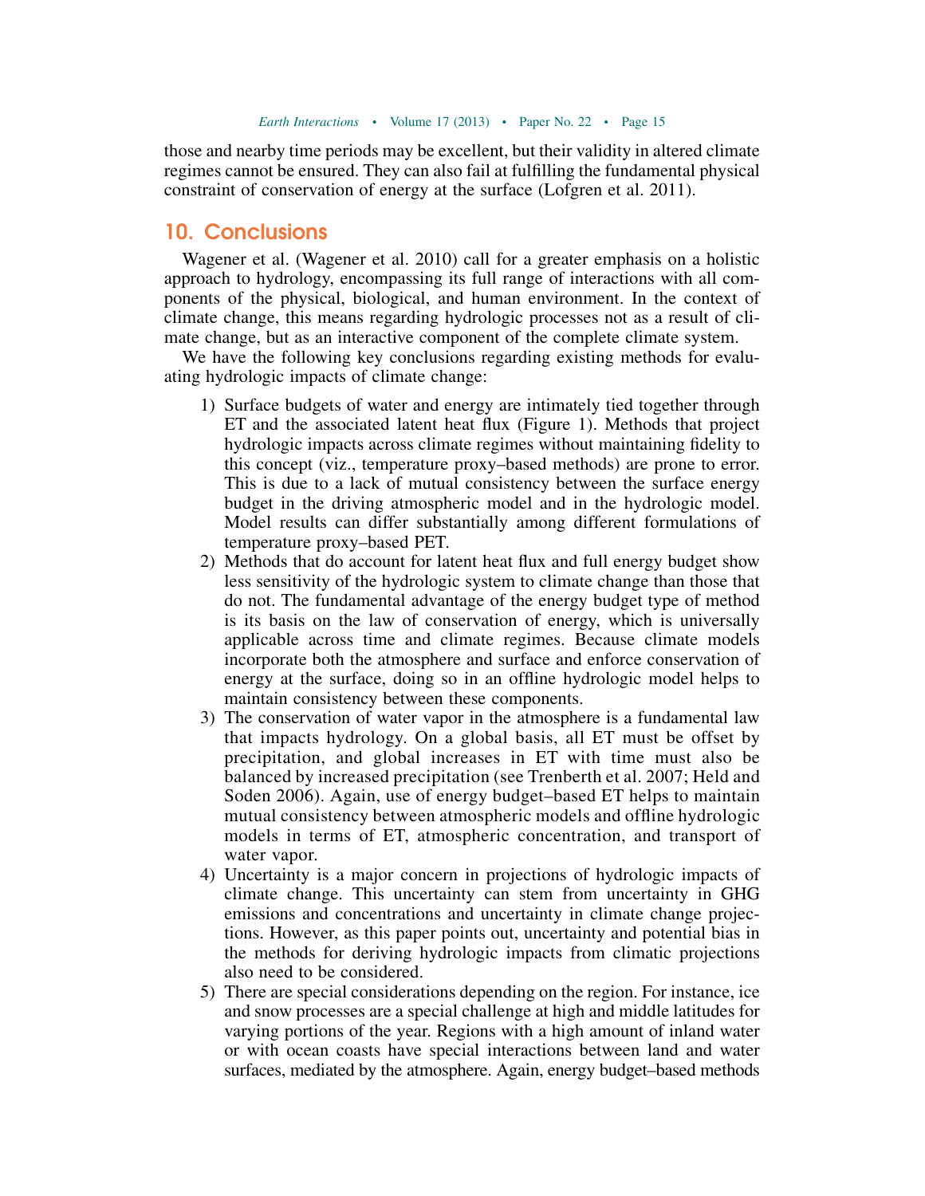those and nearby time periods may be excellent, but their validity in altered climate regimes cannot be ensured. They can also fail at fulfilling the fundamental physical constraint of conservation of energy at the surface (Lofgren et al. 2011).

## 10. Conclusions

Wagener et al. (Wagener et al. 2010) call for a greater emphasis on a holistic approach to hydrology, encompassing its full range of interactions with all components of the physical, biological, and human environment. In the context of climate change, this means regarding hydrologic processes not as a result of climate change, but as an interactive component of the complete climate system.

We have the following key conclusions regarding existing methods for evaluating hydrologic impacts of climate change:

1) Surface budgets of water and energy are intimately tied together through ET and the associated latent heat flux (Figure 1). Methods that project hydrologic impacts across climate regimes without maintaining fidelity to this concept (viz., temperature proxy–based methods) are prone to error. This is due to a lack of mutual consistency between the surface energy budget in the driving atmospheric model and in the hydrologic model. Model results can differ substantially among different formulations of temperature proxy–based PET.
2) Methods that do account for latent heat flux and full energy budget show less sensitivity of the hydrologic system to climate change than those that do not. The fundamental advantage of the energy budget type of method is its basis on the law of conservation of energy, which is universally applicable across time and climate regimes. Because climate models incorporate both the atmosphere and surface and enforce conservation of energy at the surface, doing so in an offline hydrologic model helps to maintain consistency between these components.
3) The conservation of water vapor in the atmosphere is a fundamental law that impacts hydrology. On a global basis, all ET must be offset by precipitation, and global increases in ET with time must also be balanced by increased precipitation (see Trenberth et al. 2007; Held and Soden 2006). Again, use of energy budget–based ET helps to maintain mutual consistency between atmospheric models and offline hydrologic models in terms of ET, atmospheric concentration, and transport of water vapor.
4) Uncertainty is a major concern in projections of hydrologic impacts of climate change. This uncertainty can stem from uncertainty in GHG emissions and concentrations and uncertainty in climate change projections. However, as this paper points out, uncertainty and potential bias in the methods for deriving hydrologic impacts from climatic projections also need to be considered.
5) There are special considerations depending on the region. For instance, ice and snow processes are a special challenge at high and middle latitudes for varying portions of the year. Regions with a high amount of inland water or with ocean coasts have special interactions between land and water surfaces, mediated by the atmosphere. Again, energy budget–based methods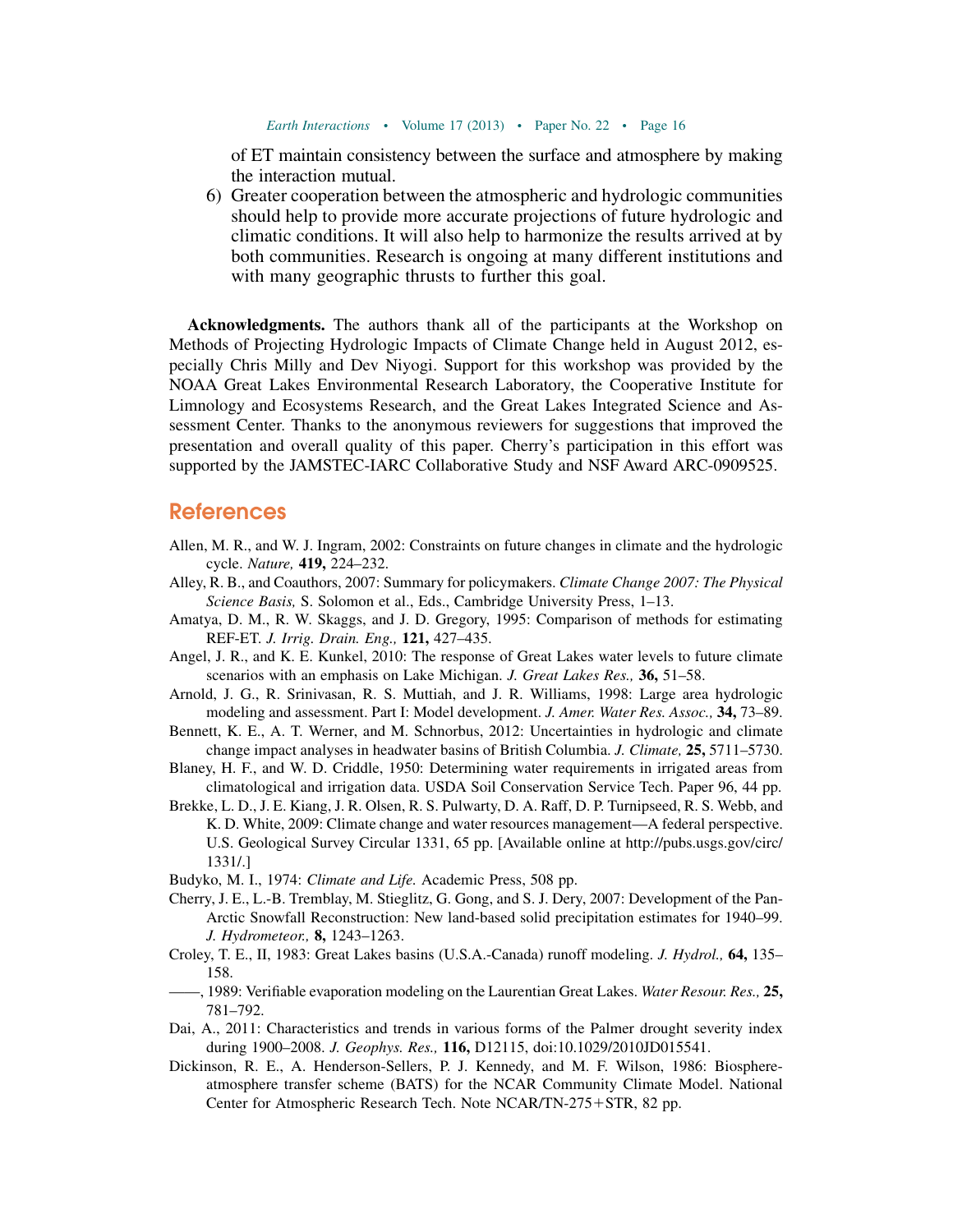of ET maintain consistency between the surface and atmosphere by making the interaction mutual.

6) Greater cooperation between the atmospheric and hydrologic communities should help to provide more accurate projections of future hydrologic and climatic conditions. It will also help to harmonize the results arrived at by both communities. Research is ongoing at many different institutions and with many geographic thrusts to further this goal.

**Acknowledgments.** The authors thank all of the participants at the Workshop on Methods of Projecting Hydrologic Impacts of Climate Change held in August 2012, especially Chris Milly and Dev Niyogi. Support for this workshop was provided by the NOAA Great Lakes Environmental Research Laboratory, the Cooperative Institute for Limnology and Ecosystems Research, and the Great Lakes Integrated Science and Assessment Center. Thanks to the anonymous reviewers for suggestions that improved the presentation and overall quality of this paper. Cherry's participation in this effort was supported by the JAMSTEC-IARC Collaborative Study and NSF Award ARC-0909525.

## References

Allen, M. R., and W. J. Ingram, 2002: Constraints on future changes in climate and the hydrologic cycle. *Nature,* **419,** 224–232.

Alley, R. B., and Coauthors, 2007: Summary for policymakers. *Climate Change 2007: The Physical Science Basis,* S. Solomon et al., Eds., Cambridge University Press, 1–13.

Amatya, D. M., R. W. Skaggs, and J. D. Gregory, 1995: Comparison of methods for estimating REF-ET. *J. Irrig. Drain. Eng.,* **121,** 427–435.

Angel, J. R., and K. E. Kunkel, 2010: The response of Great Lakes water levels to future climate scenarios with an emphasis on Lake Michigan. *J. Great Lakes Res.,* **36,** 51–58.

Arnold, J. G., R. Srinivasan, R. S. Muttiah, and J. R. Williams, 1998: Large area hydrologic modeling and assessment. Part I: Model development. *J. Amer. Water Res. Assoc.,* **34,** 73–89.

Bennett, K. E., A. T. Werner, and M. Schnorbus, 2012: Uncertainties in hydrologic and climate change impact analyses in headwater basins of British Columbia. *J. Climate,* **25,** 5711–5730.

Blaney, H. F., and W. D. Criddle, 1950: Determining water requirements in irrigated areas from climatological and irrigation data. USDA Soil Conservation Service Tech. Paper 96, 44 pp.

Brekke, L. D., J. E. Kiang, J. R. Olsen, R. S. Pulwarty, D. A. Raff, D. P. Turnipseed, R. S. Webb, and K. D. White, 2009: Climate change and water resources management—A federal perspective. U.S. Geological Survey Circular 1331, 65 pp. [Available online at http://pubs.usgs.gov/circ/1331/.]

Budyko, M. I., 1974: *Climate and Life.* Academic Press, 508 pp.

Cherry, J. E., L.-B. Tremblay, M. Stieglitz, G. Gong, and S. J. Dery, 2007: Development of the Pan-Arctic Snowfall Reconstruction: New land-based solid precipitation estimates for 1940–99. *J. Hydrometeor.,* **8,** 1243–1263.

Croley, T. E., II, 1983: Great Lakes basins (U.S.A.-Canada) runoff modeling. *J. Hydrol.,* **64,** 135–158.

——, 1989: Verifiable evaporation modeling on the Laurentian Great Lakes. *Water Resour. Res.,* **25,** 781–792.

Dai, A., 2011: Characteristics and trends in various forms of the Palmer drought severity index during 1900–2008. *J. Geophys. Res.,* **116,** D12115, doi:10.1029/2010JD015541.

Dickinson, R. E., A. Henderson-Sellers, P. J. Kennedy, and M. F. Wilson, 1986: Biosphere-atmosphere transfer scheme (BATS) for the NCAR Community Climate Model. National Center for Atmospheric Research Tech. Note NCAR/TN-275+STR, 82 pp.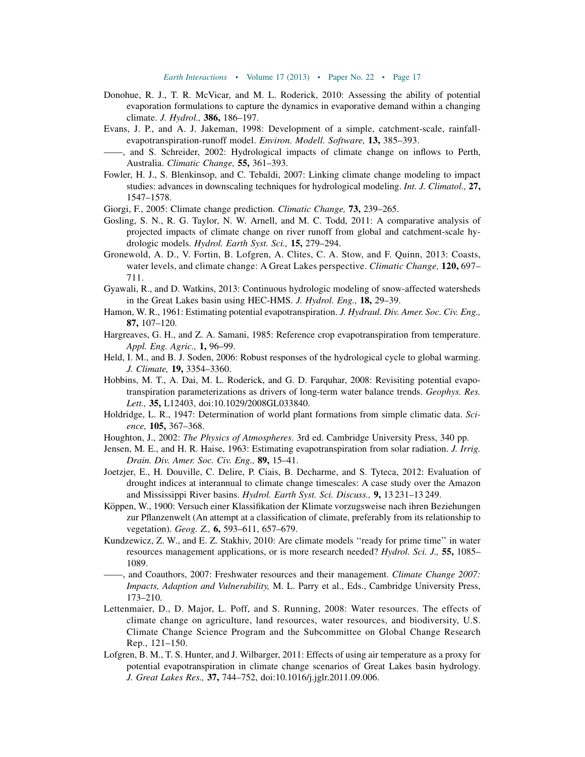Donohue, R. J., T. R. McVicar, and M. L. Roderick, 2010: Assessing the ability of potential evaporation formulations to capture the dynamics in evaporative demand within a changing climate. *J. Hydrol.,* **386,** 186–197.

Evans, J. P., and A. J. Jakeman, 1998: Development of a simple, catchment-scale, rainfall-evapotranspiration-runoff model. *Environ. Modell. Software,* **13,** 385–393.

——, and S. Schreider, 2002: Hydrological impacts of climate change on inflows to Perth, Australia. *Climatic Change,* **55,** 361–393.

Fowler, H. J., S. Blenkinsop, and C. Tebaldi, 2007: Linking climate change modeling to impact studies: advances in downscaling techniques for hydrological modeling. *Int. J. Climatol.,* **27,** 1547–1578.

Giorgi, F., 2005: Climate change prediction. *Climatic Change,* **73,** 239–265.

Gosling, S. N., R. G. Taylor, N. W. Arnell, and M. C. Todd, 2011: A comparative analysis of projected impacts of climate change on river runoff from global and catchment-scale hydrologic models. *Hydrol. Earth Syst. Sci.,* **15,** 279–294.

Gronewold, A. D., V. Fortin, B. Lofgren, A. Clites, C. A. Stow, and F. Quinn, 2013: Coasts, water levels, and climate change: A Great Lakes perspective. *Climatic Change,* **120,** 697–711.

Gyawali, R., and D. Watkins, 2013: Continuous hydrologic modeling of snow-affected watersheds in the Great Lakes basin using HEC-HMS. *J. Hydrol. Eng.,* **18,** 29–39.

Hamon, W. R., 1961: Estimating potential evapotranspiration. *J. Hydraul. Div. Amer. Soc. Civ. Eng.,* **87,** 107–120.

Hargreaves, G. H., and Z. A. Samani, 1985: Reference crop evapotranspiration from temperature. *Appl. Eng. Agric.,* **1,** 96–99.

Held, I. M., and B. J. Soden, 2006: Robust responses of the hydrological cycle to global warming. *J. Climate,* **19,** 3354–3360.

Hobbins, M. T., A. Dai, M. L. Roderick, and G. D. Farquhar, 2008: Revisiting potential evapotranspiration parameterizations as drivers of long-term water balance trends. *Geophys. Res. Lett.,* **35,** L12403, doi:10.1029/2008GL033840.

Holdridge, L. R., 1947: Determination of world plant formations from simple climatic data. *Science,* **105,** 367–368.

Houghton, J., 2002: *The Physics of Atmospheres*. 3rd ed. Cambridge University Press, 340 pp.

Jensen, M. E., and H. R. Haise, 1963: Estimating evapotranspiration from solar radiation. *J. Irrig. Drain. Div. Amer. Soc. Civ. Eng.,* **89,** 15–41.

Joetzjer, E., H. Douville, C. Delire, P. Ciais, B. Decharme, and S. Tyteca, 2012: Evaluation of drought indices at interannual to climate change timescales: A case study over the Amazon and Mississippi River basins. *Hydrol. Earth Syst. Sci. Discuss.,* **9,** 13 231–13 249.

Köppen, W., 1900: Versuch einer Klassifikation der Klimate vorzugsweise nach ihren Beziehungen zur Pflanzenwelt (An attempt at a classification of climate, preferably from its relationship to vegetation). *Geog. Z.,* **6,** 593–611, 657–679.

Kundzewicz, Z. W., and E. Z. Stakhiv, 2010: Are climate models "ready for prime time" in water resources management applications, or is more research needed? *Hydrol. Sci. J.,* **55,** 1085–1089.

——, and Coauthors, 2007: Freshwater resources and their management. *Climate Change 2007: Impacts, Adaption and Vulnerability,* M. L. Parry et al., Eds., Cambridge University Press, 173–210.

Lettenmaier, D., D. Major, L. Poff, and S. Running, 2008: Water resources. The effects of climate change on agriculture, land resources, water resources, and biodiversity, U.S. Climate Change Science Program and the Subcommittee on Global Change Research Rep., 121–150.

Lofgren, B. M., T. S. Hunter, and J. Wilbarger, 2011: Effects of using air temperature as a proxy for potential evapotranspiration in climate change scenarios of Great Lakes basin hydrology. *J. Great Lakes Res.,* **37,** 744–752, doi:10.1016/j.jglr.2011.09.006.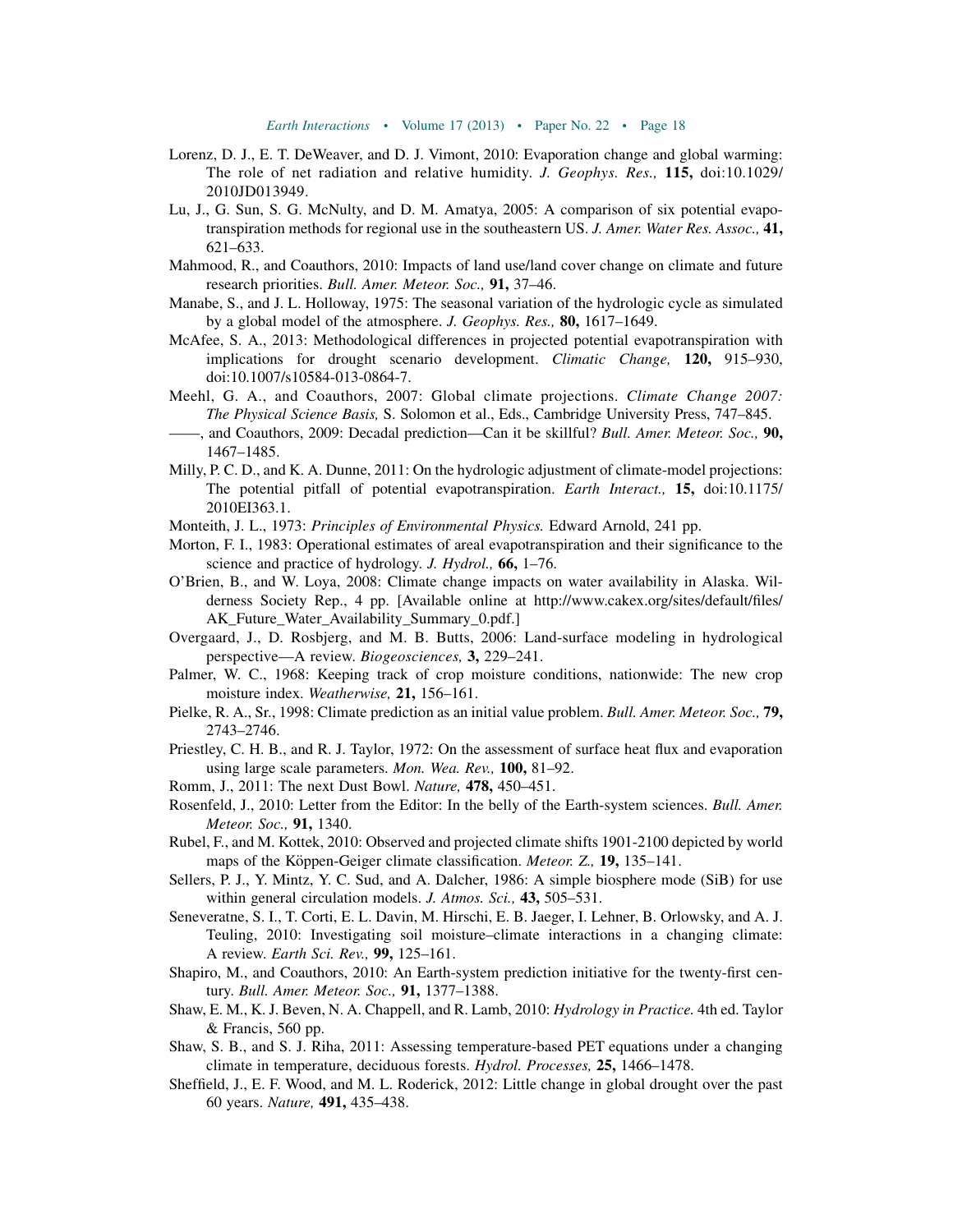Lorenz, D. J., E. T. DeWeaver, and D. J. Vimont, 2010: Evaporation change and global warming: The role of net radiation and relative humidity. *J. Geophys. Res.,* **115,** doi:10.1029/2010JD013949.

Lu, J., G. Sun, S. G. McNulty, and D. M. Amatya, 2005: A comparison of six potential evapotranspiration methods for regional use in the southeastern US. *J. Amer. Water Res. Assoc.,* **41,** 621–633.

Mahmood, R., and Coauthors, 2010: Impacts of land use/land cover change on climate and future research priorities. *Bull. Amer. Meteor. Soc.,* **91,** 37–46.

Manabe, S., and J. L. Holloway, 1975: The seasonal variation of the hydrologic cycle as simulated by a global model of the atmosphere. *J. Geophys. Res.,* **80,** 1617–1649.

McAfee, S. A., 2013: Methodological differences in projected potential evapotranspiration with implications for drought scenario development. *Climatic Change,* **120,** 915–930, doi:10.1007/s10584-013-0864-7.

Meehl, G. A., and Coauthors, 2007: Global climate projections. *Climate Change 2007: The Physical Science Basis,* S. Solomon et al., Eds., Cambridge University Press, 747–845.

——, and Coauthors, 2009: Decadal prediction—Can it be skillful? *Bull. Amer. Meteor. Soc.,* **90,** 1467–1485.

Milly, P. C. D., and K. A. Dunne, 2011: On the hydrologic adjustment of climate-model projections: The potential pitfall of potential evapotranspiration. *Earth Interact.,* **15,** doi:10.1175/2010EI363.1.

Monteith, J. L., 1973: *Principles of Environmental Physics.* Edward Arnold, 241 pp.

Morton, F. I., 1983: Operational estimates of areal evapotranspiration and their significance to the science and practice of hydrology. *J. Hydrol.,* **66,** 1–76.

O'Brien, B., and W. Loya, 2008: Climate change impacts on water availability in Alaska. Wilderness Society Rep., 4 pp. [Available online at http://www.cakex.org/sites/default/files/AK_Future_Water_Availability_Summary_0.pdf.]

Overgaard, J., D. Rosbjerg, and M. B. Butts, 2006: Land-surface modeling in hydrological perspective—A review. *Biogeosciences,* **3,** 229–241.

Palmer, W. C., 1968: Keeping track of crop moisture conditions, nationwide: The new crop moisture index. *Weatherwise,* **21,** 156–161.

Pielke, R. A., Sr., 1998: Climate prediction as an initial value problem. *Bull. Amer. Meteor. Soc.,* **79,** 2743–2746.

Priestley, C. H. B., and R. J. Taylor, 1972: On the assessment of surface heat flux and evaporation using large scale parameters. *Mon. Wea. Rev.,* **100,** 81–92.

Romm, J., 2011: The next Dust Bowl. *Nature,* **478,** 450–451.

Rosenfeld, J., 2010: Letter from the Editor: In the belly of the Earth-system sciences. *Bull. Amer. Meteor. Soc.,* **91,** 1340.

Rubel, F., and M. Kottek, 2010: Observed and projected climate shifts 1901-2100 depicted by world maps of the Köppen-Geiger climate classification. *Meteor. Z.,* **19,** 135–141.

Sellers, P. J., Y. Mintz, Y. C. Sud, and A. Dalcher, 1986: A simple biosphere mode (SiB) for use within general circulation models. *J. Atmos. Sci.,* **43,** 505–531.

Seneveratne, S. I., T. Corti, E. L. Davin, M. Hirschi, E. B. Jaeger, I. Lehner, B. Orlowsky, and A. J. Teuling, 2010: Investigating soil moisture–climate interactions in a changing climate: A review. *Earth Sci. Rev.,* **99,** 125–161.

Shapiro, M., and Coauthors, 2010: An Earth-system prediction initiative for the twenty-first century. *Bull. Amer. Meteor. Soc.,* **91,** 1377–1388.

Shaw, E. M., K. J. Beven, N. A. Chappell, and R. Lamb, 2010: *Hydrology in Practice.* 4th ed. Taylor & Francis, 560 pp.

Shaw, S. B., and S. J. Riha, 2011: Assessing temperature-based PET equations under a changing climate in temperature, deciduous forests. *Hydrol. Processes,* **25,** 1466–1478.

Sheffield, J., E. F. Wood, and M. L. Roderick, 2012: Little change in global drought over the past 60 years. *Nature,* **491,** 435–438.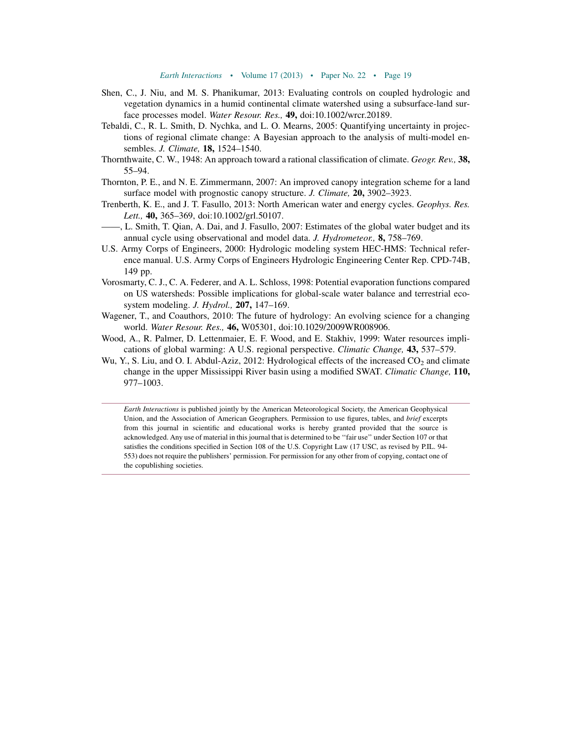Shen, C., J. Niu, and M. S. Phanikumar, 2013: Evaluating controls on coupled hydrologic and vegetation dynamics in a humid continental climate watershed using a subsurface-land surface processes model. *Water Resour. Res.,* **49,** doi:10.1002/wrcr.20189.

Tebaldi, C., R. L. Smith, D. Nychka, and L. O. Mearns, 2005: Quantifying uncertainty in projections of regional climate change: A Bayesian approach to the analysis of multi-model ensembles. *J. Climate,* **18,** 1524–1540.

Thornthwaite, C. W., 1948: An approach toward a rational classification of climate. *Geogr. Rev.,* **38,** 55–94.

Thornton, P. E., and N. E. Zimmermann, 2007: An improved canopy integration scheme for a land surface model with prognostic canopy structure. *J. Climate,* **20,** 3902–3923.

Trenberth, K. E., and J. T. Fasullo, 2013: North American water and energy cycles. *Geophys. Res. Lett.,* **40,** 365–369, doi:10.1002/grl.50107.

——, L. Smith, T. Qian, A. Dai, and J. Fasullo, 2007: Estimates of the global water budget and its annual cycle using observational and model data. *J. Hydrometeor.,* **8,** 758–769.

U.S. Army Corps of Engineers, 2000: Hydrologic modeling system HEC-HMS: Technical reference manual. U.S. Army Corps of Engineers Hydrologic Engineering Center Rep. CPD-74B, 149 pp.

Vorosmarty, C. J., C. A. Federer, and A. L. Schloss, 1998: Potential evaporation functions compared on US watersheds: Possible implications for global-scale water balance and terrestrial ecosystem modeling. *J. Hydrol.,* **207,** 147–169.

Wagener, T., and Coauthors, 2010: The future of hydrology: An evolving science for a changing world. *Water Resour. Res.,* **46,** W05301, doi:10.1029/2009WR008906.

Wood, A., R. Palmer, D. Lettenmaier, E. F. Wood, and E. Stakhiv, 1999: Water resources implications of global warming: A U.S. regional perspective. *Climatic Change,* **43,** 537–579.

Wu, Y., S. Liu, and O. I. Abdul-Aziz, 2012: Hydrological effects of the increased $CO_2$ and climate change in the upper Mississippi River basin using a modified SWAT. *Climatic Change,* **110,** 977–1003.

---

*Earth Interactions* is published jointly by the American Meteorological Society, the American Geophysical Union, and the Association of American Geographers. Permission to use figures, tables, and *brief* excerpts from this journal in scientific and educational works is hereby granted provided that the source is acknowledged. Any use of material in this journal that is determined to be ''fair use'' under Section 107 or that satisfies the conditions specified in Section 108 of the U.S. Copyright Law (17 USC, as revised by P.IL. 94-553) does not require the publishers' permission. For permission for any other from of copying, contact one of the copublishing societies.